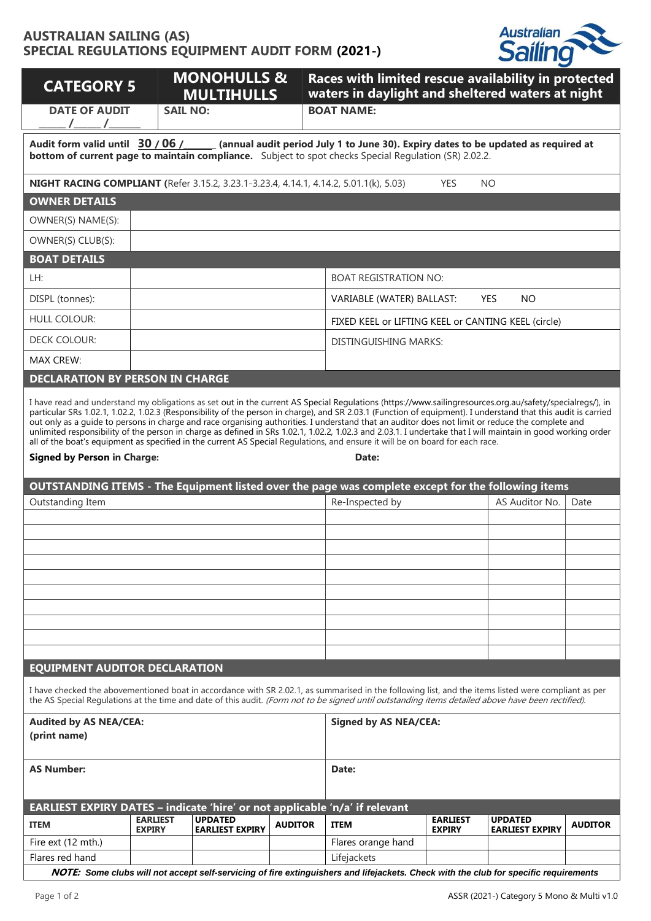# AUSTRALIAN SAILING (AS)
# SPECIAL REGULATIONS EQUIPMENT AUDIT FORM (2021-)

| CATEGORY 5 | MONOHULLS & MULTIHULLS | Races with limited rescue availability in protected waters in daylight and sheltered waters at night |
|---|---|---|
| DATE OF AUDIT _____ /_____ /______ | SAIL NO: | BOAT NAME: |

**Audit form valid until 30 / 06 /______ (annual audit period July 1 to June 30). Expiry dates to be updated as required at bottom of current page to maintain compliance.** Subject to spot checks Special Regulation (SR) 2.02.2.

**NIGHT RACING COMPLIANT (**Refer 3.15.2, 3.23.1-3.23.4, 4.14.1, 4.14.2, 5.01.1(k), 5.03) YES NO

## OWNER DETAILS

| OWNER(S) NAME(S): | |
|---|---|
| OWNER(S) CLUB(S): | |

## BOAT DETAILS

| | | |
|---|---|---|
| LH: | | BOAT REGISTRATION NO: |
| DISPL (tonnes): | | VARIABLE (WATER) BALLAST: YES NO |
| HULL COLOUR: | | FIXED KEEL or LIFTING KEEL or CANTING KEEL (circle) |
| DECK COLOUR: | | DISTINGUISHING MARKS: |
| MAX CREW: | | |

## DECLARATION BY PERSON IN CHARGE

I have read and understand my obligations as set out in the current AS Special Regulations (https://www.sailingresources.org.au/safety/specialregs/), in particular SRs 1.02.1, 1.02.2, 1.02.3 (Responsibility of the person in charge), and SR 2.03.1 (Function of equipment). I understand that this audit is carried out only as a guide to persons in charge and race organising authorities. I understand that an auditor does not limit or reduce the complete and unlimited responsibility of the person in charge as defined in SRs 1.02.1, 1.02.2, 1.02.3 and 2.03.1. I undertake that I will maintain in good working order all of the boat's equipment as specified in the current AS Special Regulations, and ensure it will be on board for each race.

**Signed by Person in Charge:** **Date:**

## OUTSTANDING ITEMS - The Equipment listed over the page was complete except for the following items

| Outstanding Item | Re-Inspected by | AS Auditor No. | Date |
|---|---|---|---|
| | | | |
| | | | |
| | | | |
| | | | |
| | | | |
| | | | |
| | | | |
| | | | |
| | | | |
| | | | |

## EQUIPMENT AUDITOR DECLARATION

I have checked the abovementioned boat in accordance with SR 2.02.1, as summarised in the following list, and the items listed were compliant as per the AS Special Regulations at the time and date of this audit. *(Form not to be signed until outstanding items detailed above have been rectified).*

| | |
|---|---|
| **Audited by AS NEA/CEA: (print name)** | **Signed by AS NEA/CEA:** |
| **AS Number:** | **Date:** |

## EARLIEST EXPIRY DATES – indicate 'hire' or not applicable 'n/a' if relevant

| ITEM | EARLIEST EXPIRY | UPDATED EARLIEST EXPIRY | AUDITOR | ITEM | EARLIEST EXPIRY | UPDATED EARLIEST EXPIRY | AUDITOR |
|---|---|---|---|---|---|---|---|
| Fire ext (12 mth.) | | | | Flares orange hand | | | |
| Flares red hand | | | | Lifejackets | | | |

***NOTE:* *Some clubs will not accept self-servicing of fire extinguishers and lifejackets. Check with the club for specific requirements***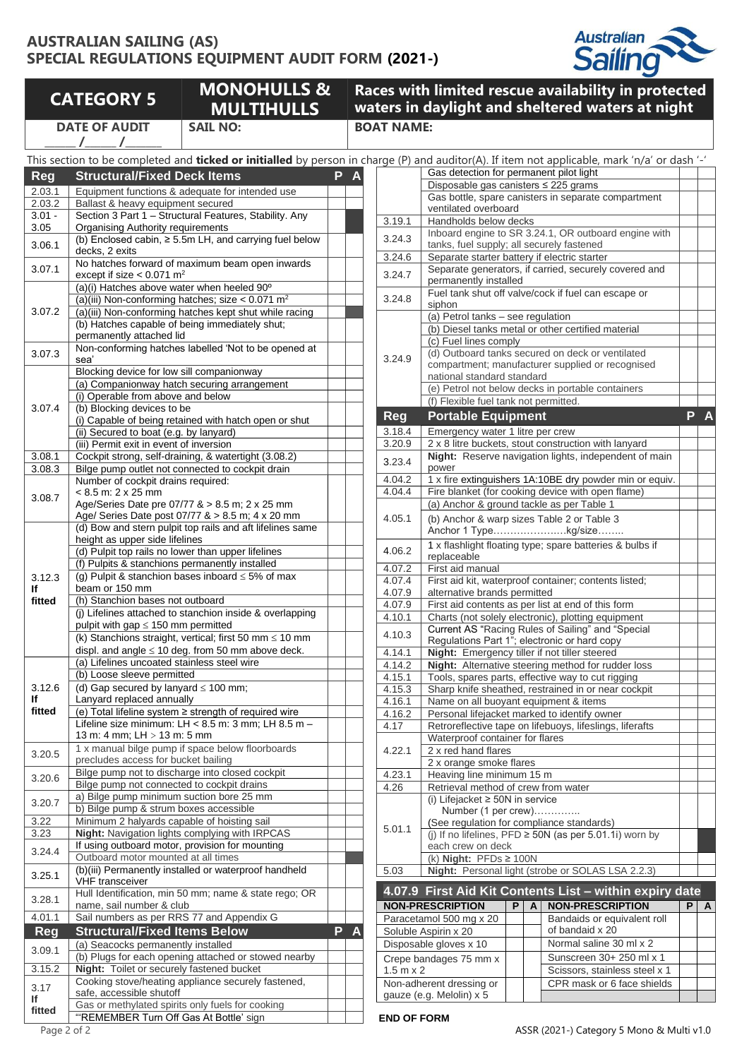# AUSTRALIAN SAILING (AS)
# SPECIAL REGULATIONS EQUIPMENT AUDIT FORM (2021-)

| CATEGORY 5 | MONOHULLS & MULTIHULLS | Races with limited rescue availability in protected waters in daylight and sheltered waters at night |
|---|---|---|
| DATE OF AUDIT ____ /____ /____ | SAIL NO: | BOAT NAME: |

This section to be completed and **ticked or initialled** by person in charge (P) and auditor(A). If item not applicable, mark 'n/a' or dash '-'

| Reg | Structural/Fixed Deck Items | P | A |
|---|---|---|---|
| 2.03.1 | Equipment functions & adequate for intended use | | |
| 2.03.2 | Ballast & heavy equipment secured | | |
| 3.01 - 3.05 | Section 3 Part 1 – Structural Features, Stability. Any Organising Authority requirements | | |
| 3.06.1 | (b) Enclosed cabin, ≥ 5.5m LH, and carrying fuel below decks, 2 exits | | |
| 3.07.1 | No hatches forward of maximum beam open inwards except if size < 0.071 m² | | |
| 3.07.2 | (a)(i) Hatches above water when heeled 90º | | |
| | (a)(iii) Non-conforming hatches; size < 0.071 m² | | |
| | (a)(iii) Non-conforming hatches kept shut while racing | | |
| | (b) Hatches capable of being immediately shut; permanently attached lid | | |
| 3.07.3 | Non-conforming hatches labelled 'Not to be opened at sea' | | |
| 3.07.4 | Blocking device for low sill companionway | | |
| | (a) Companionway hatch securing arrangement | | |
| | (i) Operable from above and below | | |
| | (b) Blocking devices to be (i) Capable of being retained with hatch open or shut | | |
| | (ii) Secured to boat (e.g. by lanyard) | | |
| | (iii) Permit exit in event of inversion | | |
| 3.08.1 | Cockpit strong, self-draining, & watertight (3.08.2) | | |
| 3.08.3 | Bilge pump outlet not connected to cockpit drain | | |
| 3.08.7 | Number of cockpit drains required: < 8.5 m: 2 x 25 mm Age/Series Date pre 07/77 & > 8.5 m; 2 x 25 mm Age/ Series Date post 07/77 & > 8.5 m; 4 x 20 mm | | |
| 3.12.3 If fitted | (d) Bow and stern pulpit top rails and aft lifelines same height as upper side lifelines | | |
| | (d) Pulpit top rails no lower than upper lifelines | | |
| | (f) Pulpits & stanchions permanently installed | | |
| | (g) Pulpit & stanchion bases inboard ≤ 5% of max beam or 150 mm | | |
| | (h) Stanchion bases not outboard | | |
| | (j) Lifelines attached to stanchion inside & overlapping pulpit with gap ≤ 150 mm permitted | | |
| | (k) Stanchions straight, vertical; first 50 mm ≤ 10 mm displ. and angle ≤ 10 deg. from 50 mm above deck. | | |
| 3.12.6 If fitted | (a) Lifelines uncoated stainless steel wire | | |
| | (b) Loose sleeve permitted | | |
| | (d) Gap secured by lanyard ≤ 100 mm; Lanyard replaced annually | | |
| | (e) Total lifeline system ≥ strength of required wire | | |
| | Lifeline size minimum: LH < 8.5 m: 3 mm; LH 8.5 m – 13 m: 4 mm; LH > 13 m: 5 mm | | |
| 3.20.5 | 1 x manual bilge pump if space below floorboards precludes access for bucket bailing | | |
| 3.20.6 | Bilge pump not to discharge into closed cockpit | | |
| | Bilge pump not connected to cockpit drains | | |
| 3.20.7 | a) Bilge pump minimum suction bore 25 mm | | |
| | b) Bilge pump & strum boxes accessible | | |
| 3.22 | Minimum 2 halyards capable of hoisting sail | | |
| 3.23 | **Night:** Navigation lights complying with IRPCAS | | |
| 3.24.4 | If using outboard motor, provision for mounting | | |
| | Outboard motor mounted at all times | | |
| 3.25.1 | (b)(iii) Permanently installed or waterproof handheld VHF transceiver | | |
| 3.28.1 | Hull Identification, min 50 mm; name & state rego; OR name, sail number & club | | |
| 4.01.1 | Sail numbers as per RRS 77 and Appendix G | | |

| Reg | Structural/Fixed Items Below | P | A |
|---|---|---|---|
| 3.09.1 | (a) Seacocks permanently installed | | |
| | (b) Plugs for each opening attached or stowed nearby | | |
| 3.15.2 | **Night:** Toilet or securely fastened bucket | | |
| 3.17 If fitted | Cooking stove/heating appliance securely fastened, safe, accessible shutoff | | |
| | Gas or methylated spirits only fuels for cooking | | |
| | "'REMEMBER Turn Off Gas At Bottle' sign | | |
| | Gas detection for permanent pilot light | | |
| | Disposable gas canisters ≤ 225 grams | | |
| | Gas bottle, spare canisters in separate compartment ventilated overboard | | |
| 3.19.1 | Handholds below decks | | |
| 3.24.3 | Inboard engine to SR 3.24.1, OR outboard engine with tanks, fuel supply; all securely fastened | | |
| 3.24.6 | Separate starter battery if electric starter | | |
| 3.24.7 | Separate generators, if carried, securely covered and permanently installed | | |
| 3.24.8 | Fuel tank shut off valve/cock if fuel can escape or siphon | | |
| 3.24.9 | (a) Petrol tanks – see regulation | | |
| | (b) Diesel tanks metal or other certified material | | |
| | (c) Fuel lines comply | | |
| | (d) Outboard tanks secured on deck or ventilated compartment; manufacturer supplied or recognised national standard standard | | |
| | (e) Petrol not below decks in portable containers | | |
| | (f) Flexible fuel tank not permitted. | | |

| Reg | Portable Equipment | P | A |
|---|---|---|---|
| 3.18.4 | Emergency water 1 litre per crew | | |
| 3.20.9 | 2 x 8 litre buckets, stout construction with lanyard | | |
| 3.23.4 | **Night:** Reserve navigation lights, independent of main power | | |
| 4.04.2 | 1 x fire extinguishers 1A:10BE dry powder min or equiv. | | |
| 4.04.4 | Fire blanket (for cooking device with open flame) | | |
| 4.05.1 | (a) Anchor & ground tackle as per Table 1 | | |
| | (b) Anchor & warp sizes Table 2 or Table 3 Anchor 1 Type…………………kg/size…….. | | |
| 4.06.2 | 1 x flashlight floating type; spare batteries & bulbs if replaceable | | |
| 4.07.2 | First aid manual | | |
| 4.07.4 4.07.9 | First aid kit, waterproof container; contents listed; alternative brands permitted | | |
| 4.07.9 | First aid contents as per list at end of this form | | |
| 4.10.1 | Charts (not solely electronic), plotting equipment | | |
| 4.10.3 | Current AS "Racing Rules of Sailing" and "Special Regulations Part 1"; electronic or hard copy | | |
| 4.14.1 | **Night:** Emergency tiller if not tiller steered | | |
| 4.14.2 | **Night:** Alternative steering method for rudder loss | | |
| 4.15.1 | Tools, spares parts, effective way to cut rigging | | |
| 4.15.3 | Sharp knife sheathed, restrained in or near cockpit | | |
| 4.16.1 | Name on all buoyant equipment & items | | |
| 4.16.2 | Personal lifejacket marked to identify owner | | |
| 4.17 | Retroreflective tape on lifebuoys, lifeslings, liferafts | | |
| 4.22.1 | Waterproof container for flares | | |
| | 2 x red hand flares | | |
| | 2 x orange smoke flares | | |
| 4.23.1 | Heaving line minimum 15 m | | |
| 4.26 | Retrieval method of crew from water | | |
| 5.01.1 | (i) Lifejacket ≥ 50N in service Number (1 per crew)………….. (See regulation for compliance standards) | | |
| | (j) If no lifelines, PFD ≥ 50N (as per 5.01.1i) worn by each crew on deck | | |
| | (k) **Night:** PFDs ≥ 100N | | |
| 5.03 | **Night:** Personal light (strobe or SOLAS LSA 2.2.3) | | |

## 4.07.9 First Aid Kit Contents List – within expiry date

| NON-PRESCRIPTION | P | A | NON-PRESCRIPTION | P | A |
|---|---|---|---|---|---|
| Paracetamol 500 mg x 20 | | | Bandaids or equivalent roll of bandaid x 20 | | |
| Soluble Aspirin x 20 | | | | | |
| Disposable gloves x 10 | | | Normal saline 30 ml x 2 | | |
| Crepe bandages 75 mm x 1.5 m x 2 | | | Sunscreen 30+ 250 ml x 1 | | |
| | | | Scissors, stainless steel x 1 | | |
| Non-adherent dressing or gauze (e.g. Melolin) x 5 | | | CPR mask or 6 face shields | | |

**END OF FORM**

ASSR (2021-) Category 5 Mono & Multi v1.0